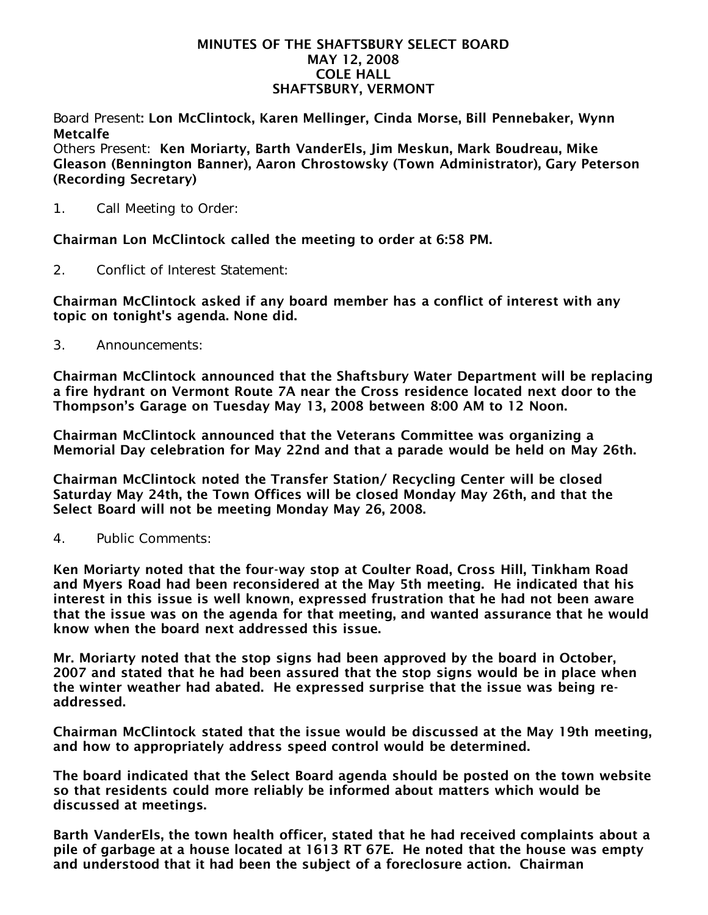# MINUTES OF THE SHAFTSBURY SELECT BOARD
## MAY 12, 2008
## COLE HALL
## SHAFTSBURY, VERMONT

Board Present: **Lon McClintock, Karen Mellinger, Cinda Morse, Bill Pennebaker, Wynn Metcalfe**

Others Present: **Ken Moriarty, Barth VanderEls, Jim Meskun, Mark Boudreau, Mike Gleason (Bennington Banner), Aaron Chrostowsky (Town Administrator), Gary Peterson (Recording Secretary)**

1. Call Meeting to Order:

**Chairman Lon McClintock called the meeting to order at 6:58 PM.**

2. Conflict of Interest Statement:

**Chairman McClintock asked if any board member has a conflict of interest with any topic on tonight's agenda. None did.**

3. Announcements:

**Chairman McClintock announced that the Shaftsbury Water Department will be replacing a fire hydrant on Vermont Route 7A near the Cross residence located next door to the Thompson's Garage on Tuesday May 13, 2008 between 8:00 AM to 12 Noon.**

**Chairman McClintock announced that the Veterans Committee was organizing a Memorial Day celebration for May 22nd and that a parade would be held on May 26th.**

**Chairman McClintock noted the Transfer Station/ Recycling Center will be closed Saturday May 24th, the Town Offices will be closed Monday May 26th, and that the Select Board will not be meeting Monday May 26, 2008.**

4. Public Comments:

**Ken Moriarty noted that the four-way stop at Coulter Road, Cross Hill, Tinkham Road and Myers Road had been reconsidered at the May 5th meeting. He indicated that his interest in this issue is well known, expressed frustration that he had not been aware that the issue was on the agenda for that meeting, and wanted assurance that he would know when the board next addressed this issue.**

**Mr. Moriarty noted that the stop signs had been approved by the board in October, 2007 and stated that he had been assured that the stop signs would be in place when the winter weather had abated. He expressed surprise that the issue was being re-addressed.**

**Chairman McClintock stated that the issue would be discussed at the May 19th meeting, and how to appropriately address speed control would be determined.**

**The board indicated that the Select Board agenda should be posted on the town website so that residents could more reliably be informed about matters which would be discussed at meetings.**

**Barth VanderEls, the town health officer, stated that he had received complaints about a pile of garbage at a house located at 1613 RT 67E. He noted that the house was empty and understood that it had been the subject of a foreclosure action. Chairman**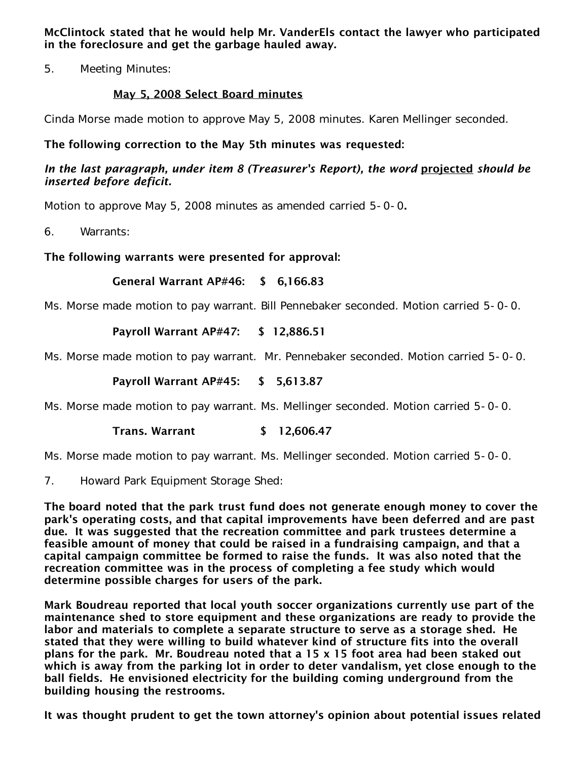**McClintock stated that he would help Mr. VanderEls contact the lawyer who participated in the foreclosure and get the garbage hauled away.**

5. Meeting Minutes:

**May 5, 2008 Select Board minutes**

Cinda Morse made motion to approve May 5, 2008 minutes. Karen Mellinger seconded.

**The following correction to the May 5th minutes was requested:**

***In the last paragraph, under item 8 (Treasurer's Report), the word projected should be inserted before deficit.***

Motion to approve May 5, 2008 minutes as amended carried 5-0-0**.**

6. Warrants:

**The following warrants were presented for approval:**

**General Warrant AP#46: $ 6,166.83**

Ms. Morse made motion to pay warrant. Bill Pennebaker seconded. Motion carried 5-0-0.

**Payroll Warrant AP#47: $ 12,886.51**

Ms. Morse made motion to pay warrant. Mr. Pennebaker seconded. Motion carried 5-0-0.

**Payroll Warrant AP#45: $ 5,613.87**

Ms. Morse made motion to pay warrant. Ms. Mellinger seconded. Motion carried 5-0-0.

**Trans. Warrant $ 12,606.47**

Ms. Morse made motion to pay warrant. Ms. Mellinger seconded. Motion carried 5-0-0.

7. Howard Park Equipment Storage Shed:

**The board noted that the park trust fund does not generate enough money to cover the park's operating costs, and that capital improvements have been deferred and are past due. It was suggested that the recreation committee and park trustees determine a feasible amount of money that could be raised in a fundraising campaign, and that a capital campaign committee be formed to raise the funds. It was also noted that the recreation committee was in the process of completing a fee study which would determine possible charges for users of the park.**

**Mark Boudreau reported that local youth soccer organizations currently use part of the maintenance shed to store equipment and these organizations are ready to provide the labor and materials to complete a separate structure to serve as a storage shed. He stated that they were willing to build whatever kind of structure fits into the overall plans for the park. Mr. Boudreau noted that a 15 x 15 foot area had been staked out which is away from the parking lot in order to deter vandalism, yet close enough to the ball fields. He envisioned electricity for the building coming underground from the building housing the restrooms.**

**It was thought prudent to get the town attorney's opinion about potential issues related**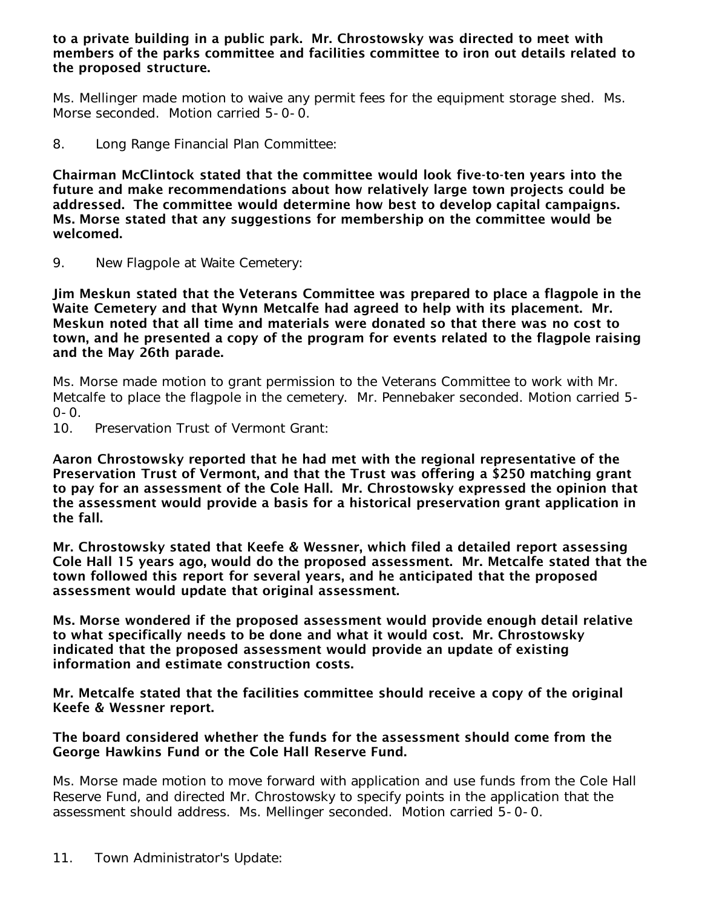**to a private building in a public park. Mr. Chrostowsky was directed to meet with members of the parks committee and facilities committee to iron out details related to the proposed structure.**

Ms. Mellinger made motion to waive any permit fees for the equipment storage shed. Ms. Morse seconded. Motion carried 5-0-0.

8. Long Range Financial Plan Committee:

**Chairman McClintock stated that the committee would look five-to-ten years into the future and make recommendations about how relatively large town projects could be addressed. The committee would determine how best to develop capital campaigns. Ms. Morse stated that any suggestions for membership on the committee would be welcomed.**

9. New Flagpole at Waite Cemetery:

**Jim Meskun stated that the Veterans Committee was prepared to place a flagpole in the Waite Cemetery and that Wynn Metcalfe had agreed to help with its placement. Mr. Meskun noted that all time and materials were donated so that there was no cost to town, and he presented a copy of the program for events related to the flagpole raising and the May 26th parade.**

Ms. Morse made motion to grant permission to the Veterans Committee to work with Mr. Metcalfe to place the flagpole in the cemetery. Mr. Pennebaker seconded. Motion carried 5-0-0.

10. Preservation Trust of Vermont Grant:

**Aaron Chrostowsky reported that he had met with the regional representative of the Preservation Trust of Vermont, and that the Trust was offering a $250 matching grant to pay for an assessment of the Cole Hall. Mr. Chrostowsky expressed the opinion that the assessment would provide a basis for a historical preservation grant application in the fall.**

**Mr. Chrostowsky stated that Keefe & Wessner, which filed a detailed report assessing Cole Hall 15 years ago, would do the proposed assessment. Mr. Metcalfe stated that the town followed this report for several years, and he anticipated that the proposed assessment would update that original assessment.**

**Ms. Morse wondered if the proposed assessment would provide enough detail relative to what specifically needs to be done and what it would cost. Mr. Chrostowsky indicated that the proposed assessment would provide an update of existing information and estimate construction costs.**

**Mr. Metcalfe stated that the facilities committee should receive a copy of the original Keefe & Wessner report.**

**The board considered whether the funds for the assessment should come from the George Hawkins Fund or the Cole Hall Reserve Fund.**

Ms. Morse made motion to move forward with application and use funds from the Cole Hall Reserve Fund, and directed Mr. Chrostowsky to specify points in the application that the assessment should address. Ms. Mellinger seconded. Motion carried 5-0-0.

11. Town Administrator's Update: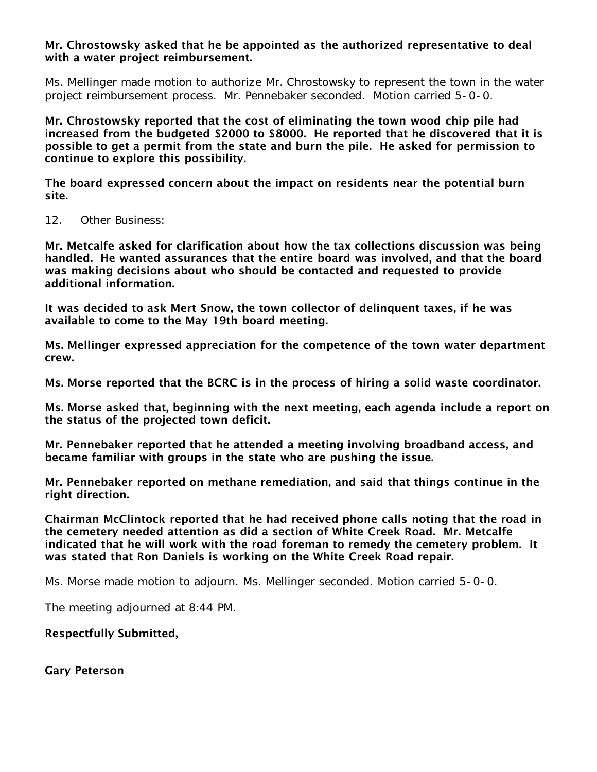**Mr. Chrostowsky asked that he be appointed as the authorized representative to deal with a water project reimbursement.**

Ms. Mellinger made motion to authorize Mr. Chrostowsky to represent the town in the water project reimbursement process. Mr. Pennebaker seconded. Motion carried 5-0-0.

**Mr. Chrostowsky reported that the cost of eliminating the town wood chip pile had increased from the budgeted $2000 to $8000. He reported that he discovered that it is possible to get a permit from the state and burn the pile. He asked for permission to continue to explore this possibility.**

**The board expressed concern about the impact on residents near the potential burn site.**

12. Other Business:

**Mr. Metcalfe asked for clarification about how the tax collections discussion was being handled. He wanted assurances that the entire board was involved, and that the board was making decisions about who should be contacted and requested to provide additional information.**

**It was decided to ask Mert Snow, the town collector of delinquent taxes, if he was available to come to the May 19th board meeting.**

**Ms. Mellinger expressed appreciation for the competence of the town water department crew.**

**Ms. Morse reported that the BCRC is in the process of hiring a solid waste coordinator.**

**Ms. Morse asked that, beginning with the next meeting, each agenda include a report on the status of the projected town deficit.**

**Mr. Pennebaker reported that he attended a meeting involving broadband access, and became familiar with groups in the state who are pushing the issue.**

**Mr. Pennebaker reported on methane remediation, and said that things continue in the right direction.**

**Chairman McClintock reported that he had received phone calls noting that the road in the cemetery needed attention as did a section of White Creek Road. Mr. Metcalfe indicated that he will work with the road foreman to remedy the cemetery problem. It was stated that Ron Daniels is working on the White Creek Road repair.**

Ms. Morse made motion to adjourn. Ms. Mellinger seconded. Motion carried 5-0-0.

The meeting adjourned at 8:44 PM.

**Respectfully Submitted,**

**Gary Peterson**